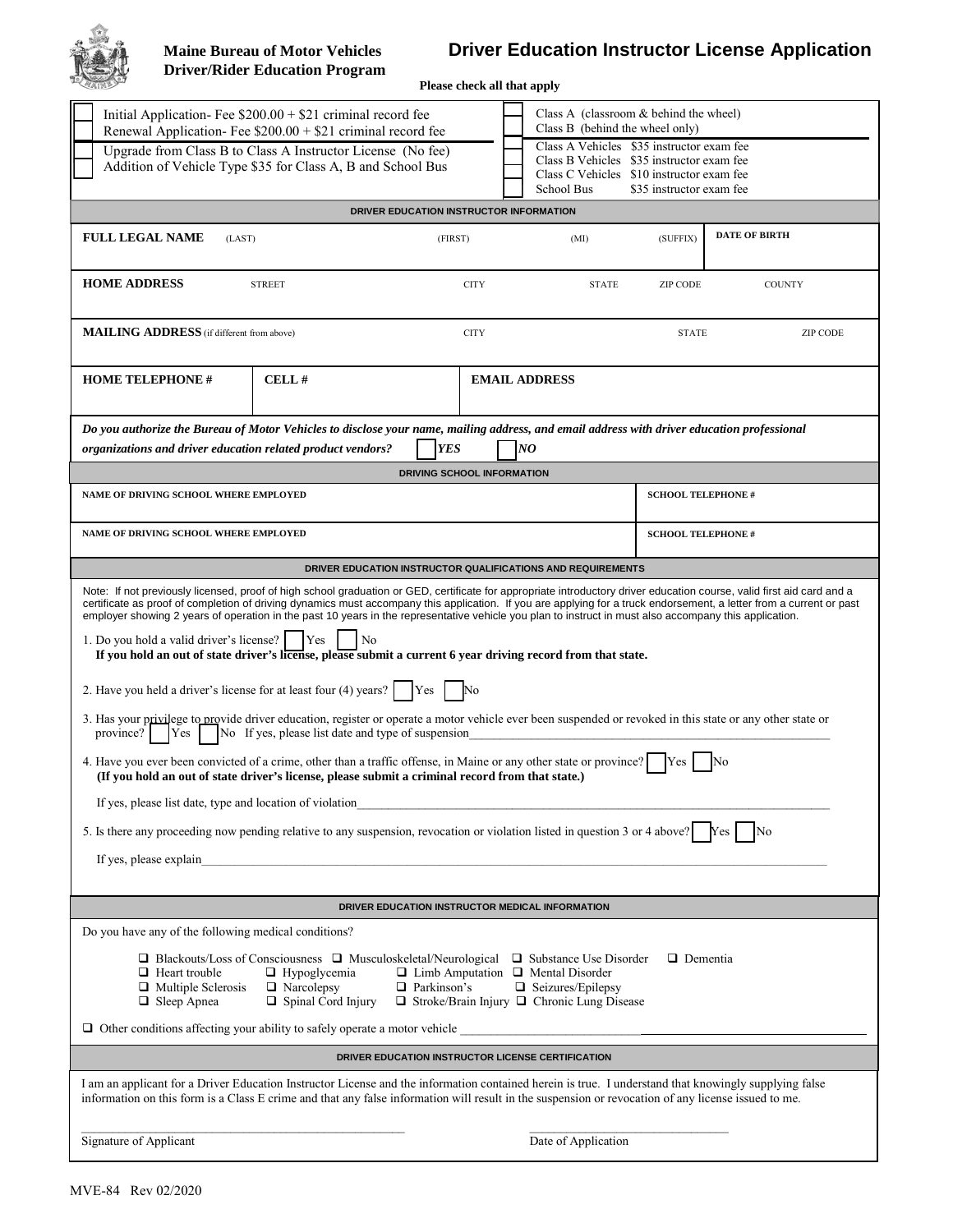**Maine Bureau of Motor Vehicles**
**Driver/Rider Education Program**

# Driver Education Instructor License Application

**Please check all that apply**

| | |
|---|---|
| ☐ Initial Application- Fee $200.00 + $21 criminal record fee | ☐ Class A (classroom & behind the wheel) |
| ☐ Renewal Application- Fee $200.00 + $21 criminal record fee | ☐ Class B (behind the wheel only) |
| ☐ Upgrade from Class B to Class A Instructor License (No fee) | ☐ Class A Vehicles $35 instructor exam fee |
| ☐ Addition of Vehicle Type $35 for Class A, B and School Bus | ☐ Class B Vehicles $35 instructor exam fee |
| | ☐ Class C Vehicles $10 instructor exam fee |
| | ☐ School Bus $35 instructor exam fee |

## DRIVER EDUCATION INSTRUCTOR INFORMATION

| FULL LEGAL NAME (LAST) | (FIRST) | (MI) | (SUFFIX) | DATE OF BIRTH |
|---|---|---|---|---|
| | | | | |

| HOME ADDRESS STREET | CITY | STATE | ZIP CODE | COUNTY |
|---|---|---|---|---|
| | | | | |

| MAILING ADDRESS (if different from above) | CITY | STATE | ZIP CODE |
|---|---|---|---|
| | | | |

| HOME TELEPHONE # | CELL # | EMAIL ADDRESS |
|---|---|---|
| | | |

***Do you authorize the Bureau of Motor Vehicles to disclose your name, mailing address, and email address with driver education professional organizations and driver education related product vendors?*** ☐ ***YES*** ☐ ***NO***

## DRIVING SCHOOL INFORMATION

| NAME OF DRIVING SCHOOL WHERE EMPLOYED | SCHOOL TELEPHONE # |
|---|---|
| | |
| **NAME OF DRIVING SCHOOL WHERE EMPLOYED** | **SCHOOL TELEPHONE #** |
| | |

## DRIVER EDUCATION INSTRUCTOR QUALIFICATIONS AND REQUIREMENTS

Note: If not previously licensed, proof of high school graduation or GED, certificate for appropriate introductory driver education course, valid first aid card and a certificate as proof of completion of driving dynamics must accompany this application. If you are applying for a truck endorsement, a letter from a current or past employer showing 2 years of operation in the past 10 years in the representative vehicle you plan to instruct in must also accompany this application.

1. Do you hold a valid driver's license? ☐ Yes ☐ No
   **If you hold an out of state driver's license, please submit a current 6 year driving record from that state.**

2. Have you held a driver's license for at least four (4) years? ☐ Yes ☐ No

3. Has your privilege to provide driver education, register or operate a motor vehicle ever been suspended or revoked in this state or any other state or province? ☐ Yes ☐ No If yes, please list date and type of suspension\_\_\_\_\_\_\_\_\_\_\_\_\_\_\_\_\_\_\_\_

4. Have you ever been convicted of a crime, other than a traffic offense, in Maine or any other state or province? ☐ Yes ☐ No
   **(If you hold an out of state driver's license, please submit a criminal record from that state.)**

   If yes, please list date, type and location of violation\_\_\_\_\_\_\_\_\_\_\_\_\_\_\_\_\_\_\_\_

5. Is there any proceeding now pending relative to any suspension, revocation or violation listed in question 3 or 4 above? ☐ Yes ☐ No

   If yes, please explain\_\_\_\_\_\_\_\_\_\_\_\_\_\_\_\_\_\_\_\_

## DRIVER EDUCATION INSTRUCTOR MEDICAL INFORMATION

Do you have any of the following medical conditions?

- ☐ Blackouts/Loss of Consciousness
- ☐ Musculoskeletal/Neurological
- ☐ Substance Use Disorder
- ☐ Dementia
- ☐ Heart trouble
- ☐ Hypoglycemia
- ☐ Limb Amputation
- ☐ Mental Disorder
- ☐ Multiple Sclerosis
- ☐ Narcolepsy
- ☐ Parkinson's
- ☐ Seizures/Epilepsy
- ☐ Sleep Apnea
- ☐ Spinal Cord Injury
- ☐ Stroke/Brain Injury
- ☐ Chronic Lung Disease

☐ Other conditions affecting your ability to safely operate a motor vehicle \_\_\_\_\_\_\_\_\_\_\_\_\_\_\_\_\_\_\_\_

## DRIVER EDUCATION INSTRUCTOR LICENSE CERTIFICATION

I am an applicant for a Driver Education Instructor License and the information contained herein is true. I understand that knowingly supplying false information on this form is a Class E crime and that any false information will result in the suspension or revocation of any license issued to me.

\_\_\_\_\_\_\_\_\_\_\_\_\_\_\_\_\_\_\_\_\_\_\_\_\_\_\_\_\_\_ Signature of Applicant

\_\_\_\_\_\_\_\_\_\_\_\_\_\_\_\_\_\_\_\_ Date of Application

MVE-84 Rev 02/2020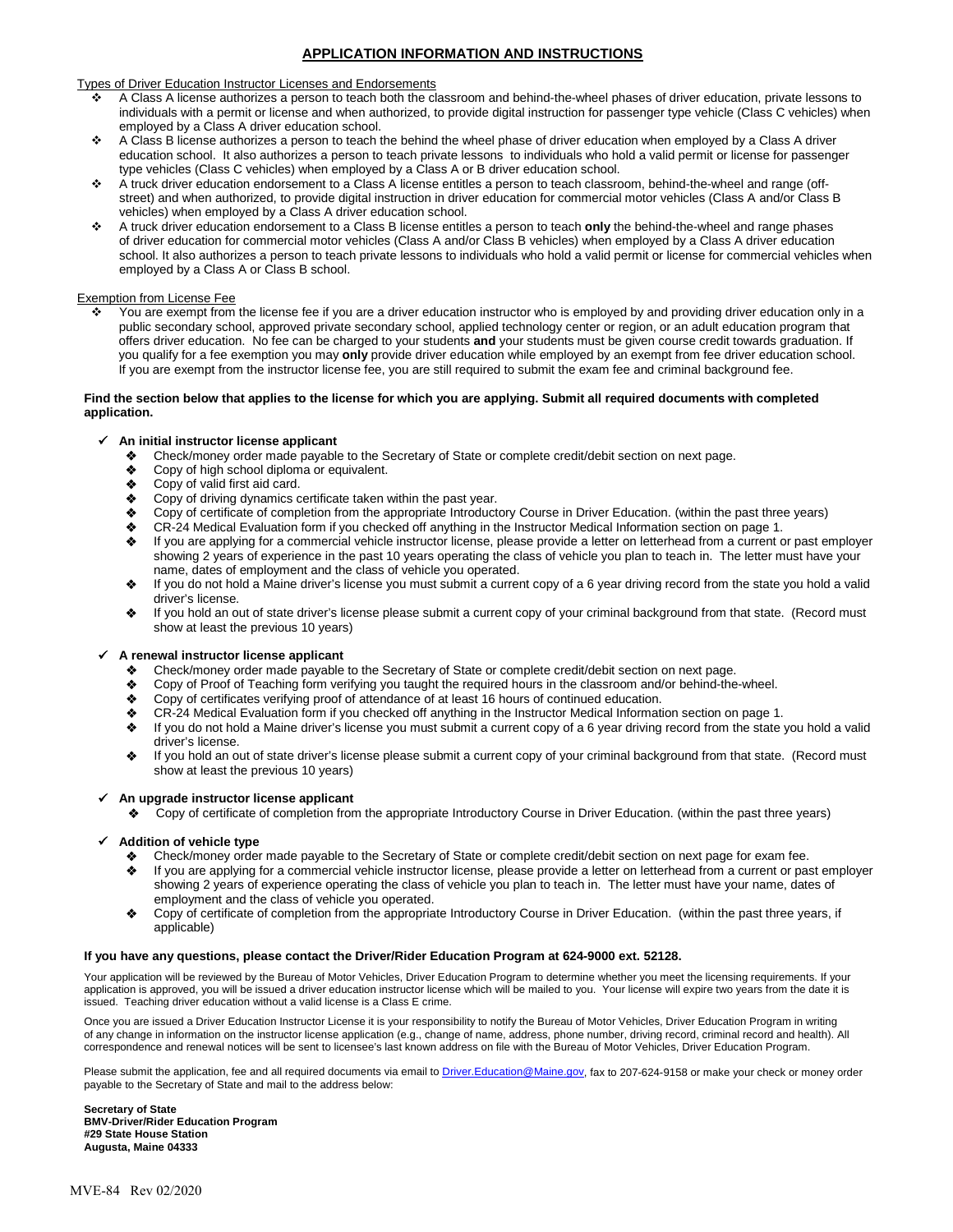# APPLICATION INFORMATION AND INSTRUCTIONS

Types of Driver Education Instructor Licenses and Endorsements

- A Class A license authorizes a person to teach both the classroom and behind-the-wheel phases of driver education, private lessons to individuals with a permit or license and when authorized, to provide digital instruction for passenger type vehicle (Class C vehicles) when employed by a Class A driver education school.
- A Class B license authorizes a person to teach the behind the wheel phase of driver education when employed by a Class A driver education school. It also authorizes a person to teach private lessons to individuals who hold a valid permit or license for passenger type vehicles (Class C vehicles) when employed by a Class A or B driver education school.
- A truck driver education endorsement to a Class A license entitles a person to teach classroom, behind-the-wheel and range (off-street) and when authorized, to provide digital instruction in driver education for commercial motor vehicles (Class A and/or Class B vehicles) when employed by a Class A driver education school.
- A truck driver education endorsement to a Class B license entitles a person to teach **only** the behind-the-wheel and range phases of driver education for commercial motor vehicles (Class A and/or Class B vehicles) when employed by a Class A driver education school. It also authorizes a person to teach private lessons to individuals who hold a valid permit or license for commercial vehicles when employed by a Class A or Class B school.

Exemption from License Fee

- You are exempt from the license fee if you are a driver education instructor who is employed by and providing driver education only in a public secondary school, approved private secondary school, applied technology center or region, or an adult education program that offers driver education. No fee can be charged to your students **and** your students must be given course credit towards graduation. If you qualify for a fee exemption you may **only** provide driver education while employed by an exempt from fee driver education school. If you are exempt from the instructor license fee, you are still required to submit the exam fee and criminal background fee.

**Find the section below that applies to the license for which you are applying. Submit all required documents with completed application.**

✓ **An initial instructor license applicant**

- Check/money order made payable to the Secretary of State or complete credit/debit section on next page.
- Copy of high school diploma or equivalent.
- Copy of valid first aid card.
- Copy of driving dynamics certificate taken within the past year.
- Copy of certificate of completion from the appropriate Introductory Course in Driver Education. (within the past three years)
- CR-24 Medical Evaluation form if you checked off anything in the Instructor Medical Information section on page 1.
- If you are applying for a commercial vehicle instructor license, please provide a letter on letterhead from a current or past employer showing 2 years of experience in the past 10 years operating the class of vehicle you plan to teach in. The letter must have your name, dates of employment and the class of vehicle you operated.
- If you do not hold a Maine driver's license you must submit a current copy of a 6 year driving record from the state you hold a valid driver's license.
- If you hold an out of state driver's license please submit a current copy of your criminal background from that state. (Record must show at least the previous 10 years)

✓ **A renewal instructor license applicant**

- Check/money order made payable to the Secretary of State or complete credit/debit section on next page.
- Copy of Proof of Teaching form verifying you taught the required hours in the classroom and/or behind-the-wheel.
- Copy of certificates verifying proof of attendance of at least 16 hours of continued education.
- CR-24 Medical Evaluation form if you checked off anything in the Instructor Medical Information section on page 1.
- If you do not hold a Maine driver's license you must submit a current copy of a 6 year driving record from the state you hold a valid driver's license.
- If you hold an out of state driver's license please submit a current copy of your criminal background from that state. (Record must show at least the previous 10 years)

✓ **An upgrade instructor license applicant**

- Copy of certificate of completion from the appropriate Introductory Course in Driver Education. (within the past three years)

✓ **Addition of vehicle type**

- Check/money order made payable to the Secretary of State or complete credit/debit section on next page for exam fee.
- If you are applying for a commercial vehicle instructor license, please provide a letter on letterhead from a current or past employer showing 2 years of experience operating the class of vehicle you plan to teach in. The letter must have your name, dates of employment and the class of vehicle you operated.
- Copy of certificate of completion from the appropriate Introductory Course in Driver Education. (within the past three years, if applicable)

**If you have any questions, please contact the Driver/Rider Education Program at 624-9000 ext. 52128.**

Your application will be reviewed by the Bureau of Motor Vehicles, Driver Education Program to determine whether you meet the licensing requirements. If your application is approved, you will be issued a driver education instructor license which will be mailed to you. Your license will expire two years from the date it is issued. Teaching driver education without a valid license is a Class E crime.

Once you are issued a Driver Education Instructor License it is your responsibility to notify the Bureau of Motor Vehicles, Driver Education Program in writing of any change in information on the instructor license application (e.g., change of name, address, phone number, driving record, criminal record and health). All correspondence and renewal notices will be sent to licensee's last known address on file with the Bureau of Motor Vehicles, Driver Education Program.

Please submit the application, fee and all required documents via email to Driver.Education@Maine.gov, fax to 207-624-9158 or make your check or money order payable to the Secretary of State and mail to the address below:

**Secretary of State**
**BMV-Driver/Rider Education Program**
**#29 State House Station**
**Augusta, Maine 04333**

MVE-84 Rev 02/2020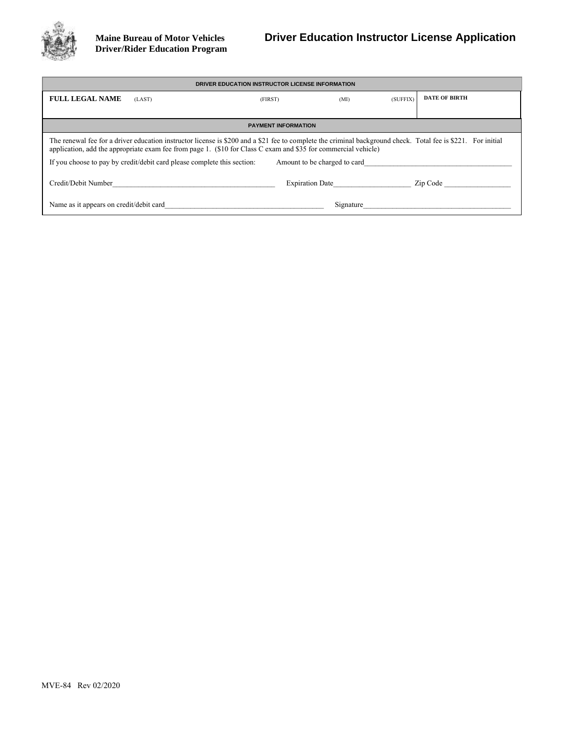Maine Bureau of Motor Vehicles
Driver/Rider Education Program

# Driver Education Instructor License Application

| DRIVER EDUCATION INSTRUCTOR LICENSE INFORMATION | | | | | |
|---|---|---|---|---|---|
| **FULL LEGAL NAME** | (LAST) | (FIRST) | (MI) | (SUFFIX) | **DATE OF BIRTH** |

**PAYMENT INFORMATION**

The renewal fee for a driver education instructor license is $200 and a $21 fee to complete the criminal background check. Total fee is $221. For initial application, add the appropriate exam fee from page 1. ($10 for Class C exam and $35 for commercial vehicle)

If you choose to pay by credit/debit card please complete this section: Amount to be charged to card_______________________________________

Credit/Debit Number___________________________________________ Expiration Date____________________ Zip Code _________________

Name as it appears on credit/debit card___________________________________________ Signature_______________________________________

MVE-84 Rev 02/2020